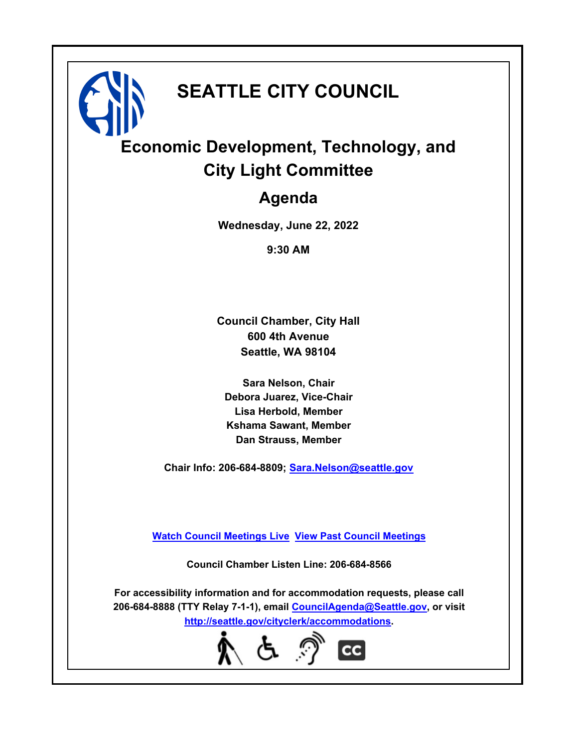# SEATTLE CITY COUNCIL

## Economic Development, Technology, and City Light Committee

## Agenda

**Wednesday, June 22, 2022**

**9:30 AM**

**Council Chamber, City Hall**
**600 4th Avenue**
**Seattle, WA 98104**

**Sara Nelson, Chair**
**Debora Juarez, Vice-Chair**
**Lisa Herbold, Member**
**Kshama Sawant, Member**
**Dan Strauss, Member**

**Chair Info: 206-684-8809; Sara.Nelson@seattle.gov**

**Watch Council Meetings Live View Past Council Meetings**

**Council Chamber Listen Line: 206-684-8566**

**For accessibility information and for accommodation requests, please call 206-684-8888 (TTY Relay 7-1-1), email CouncilAgenda@Seattle.gov, or visit http://seattle.gov/cityclerk/accommodations.**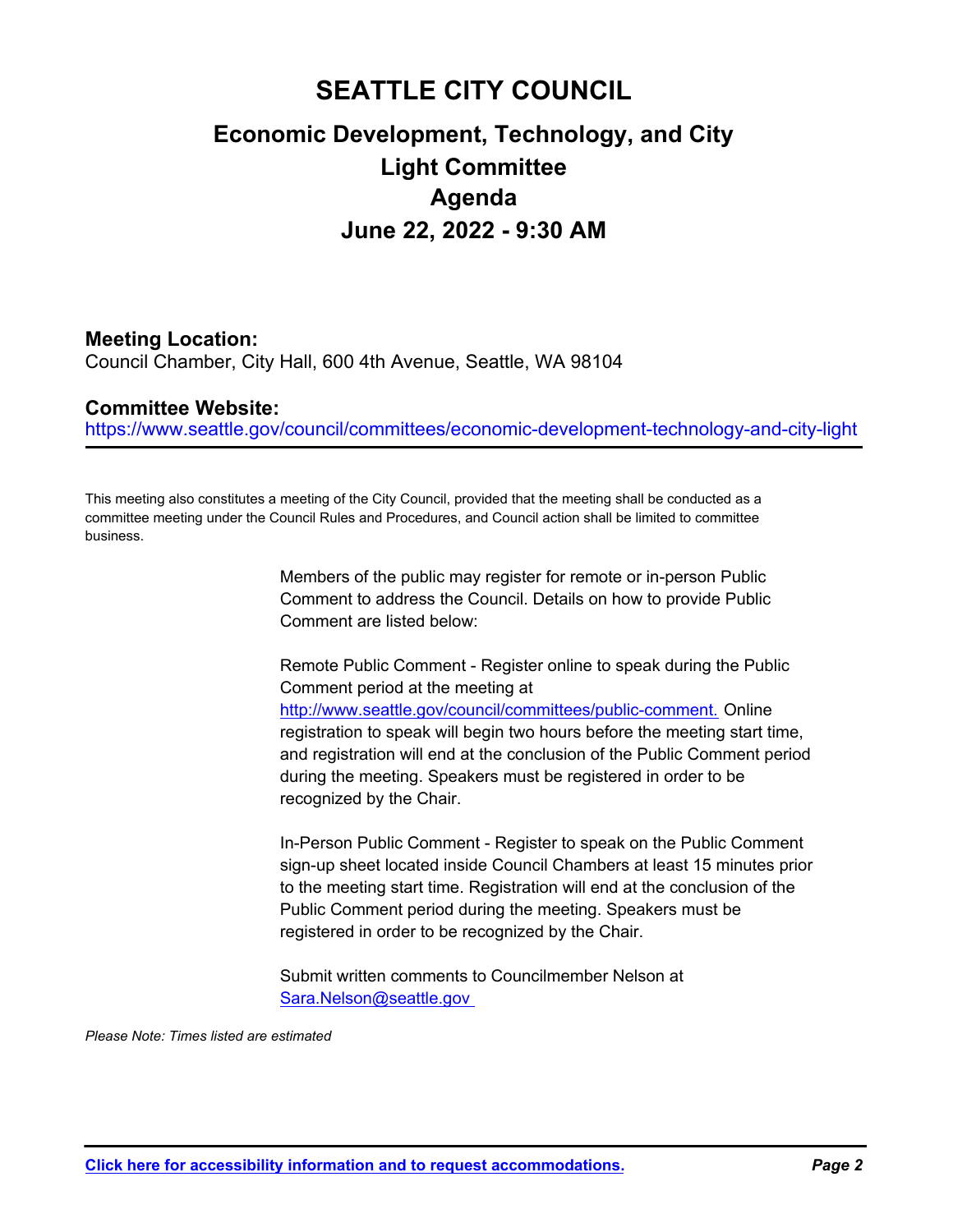# SEATTLE CITY COUNCIL

## Economic Development, Technology, and City Light Committee

## Agenda

## June 22, 2022 - 9:30 AM

### Meeting Location:

Council Chamber, City Hall, 600 4th Avenue, Seattle, WA 98104

### Committee Website:

https://www.seattle.gov/council/committees/economic-development-technology-and-city-light

---

This meeting also constitutes a meeting of the City Council, provided that the meeting shall be conducted as a committee meeting under the Council Rules and Procedures, and Council action shall be limited to committee business.

Members of the public may register for remote or in-person Public Comment to address the Council. Details on how to provide Public Comment are listed below:

Remote Public Comment - Register online to speak during the Public Comment period at the meeting at http://www.seattle.gov/council/committees/public-comment. Online registration to speak will begin two hours before the meeting start time, and registration will end at the conclusion of the Public Comment period during the meeting. Speakers must be registered in order to be recognized by the Chair.

In-Person Public Comment - Register to speak on the Public Comment sign-up sheet located inside Council Chambers at least 15 minutes prior to the meeting start time. Registration will end at the conclusion of the Public Comment period during the meeting. Speakers must be registered in order to be recognized by the Chair.

Submit written comments to Councilmember Nelson at Sara.Nelson@seattle.gov

*Please Note: Times listed are estimated*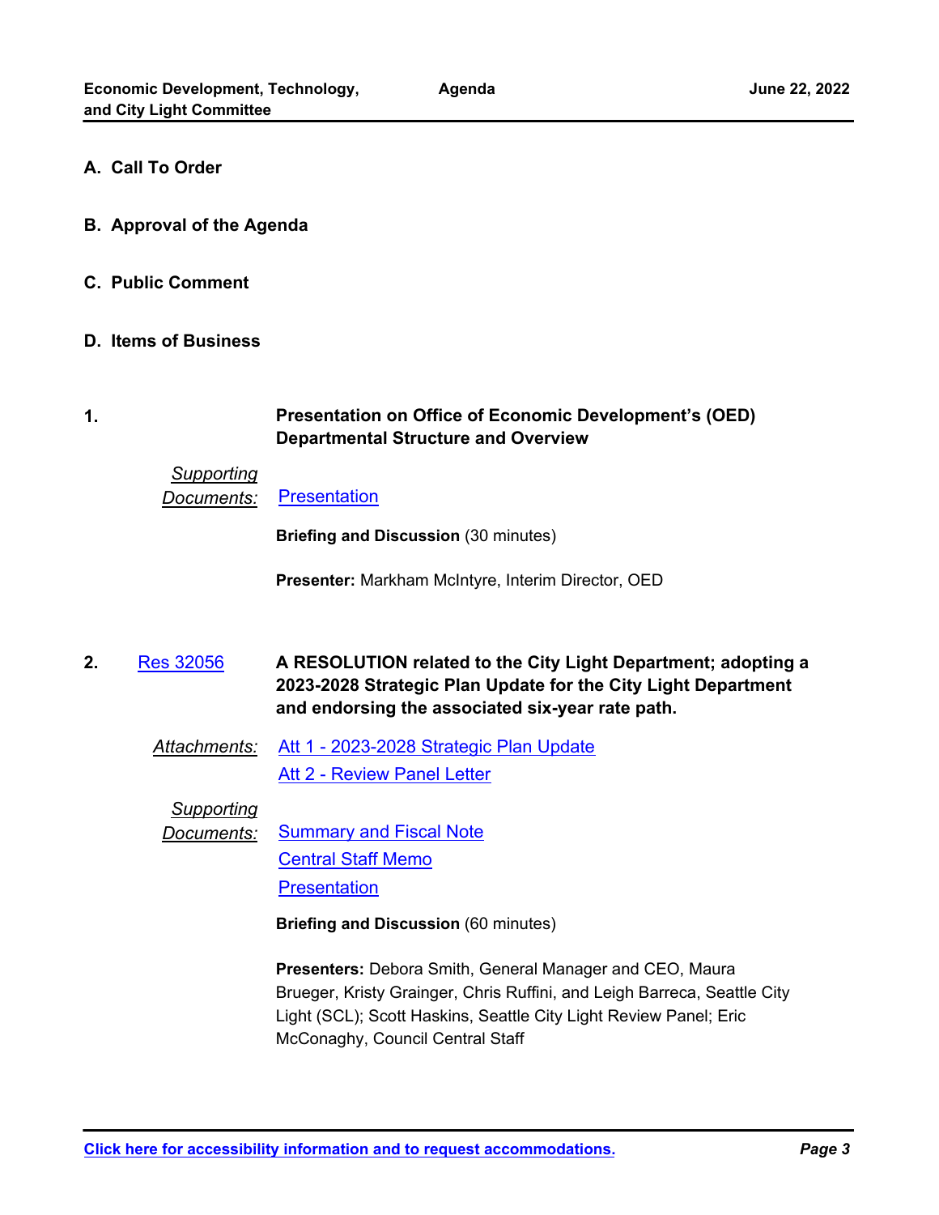## A. Call To Order

## B. Approval of the Agenda

## C. Public Comment

## D. Items of Business

**1.** **Presentation on Office of Economic Development's (OED) Departmental Structure and Overview**

*Supporting Documents:* Presentation

**Briefing and Discussion** (30 minutes)

**Presenter:** Markham McIntyre, Interim Director, OED

**2.** Res 32056 **A RESOLUTION related to the City Light Department; adopting a 2023-2028 Strategic Plan Update for the City Light Department and endorsing the associated six-year rate path.**

*Attachments:* Att 1 - 2023-2028 Strategic Plan Update
Att 2 - Review Panel Letter

*Supporting Documents:* Summary and Fiscal Note
Central Staff Memo
Presentation

**Briefing and Discussion** (60 minutes)

**Presenters:** Debora Smith, General Manager and CEO, Maura Brueger, Kristy Grainger, Chris Ruffini, and Leigh Barreca, Seattle City Light (SCL); Scott Haskins, Seattle City Light Review Panel; Eric McConaghy, Council Central Staff

Click here for accessibility information and to request accommodations.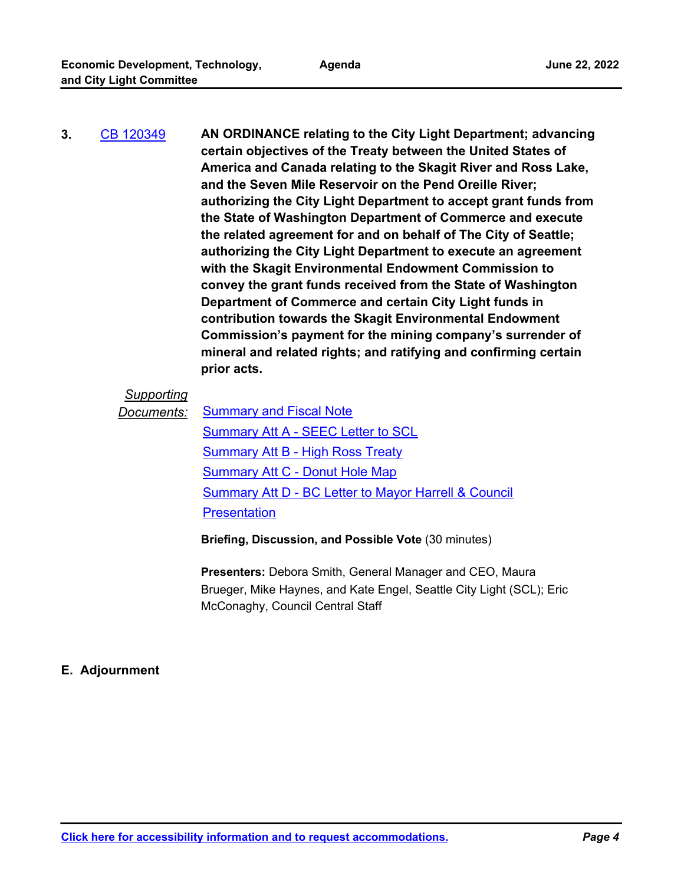**3.** CB 120349 **AN ORDINANCE relating to the City Light Department; advancing certain objectives of the Treaty between the United States of America and Canada relating to the Skagit River and Ross Lake, and the Seven Mile Reservoir on the Pend Oreille River; authorizing the City Light Department to accept grant funds from the State of Washington Department of Commerce and execute the related agreement for and on behalf of The City of Seattle; authorizing the City Light Department to execute an agreement with the Skagit Environmental Endowment Commission to convey the grant funds received from the State of Washington Department of Commerce and certain City Light funds in contribution towards the Skagit Environmental Endowment Commission's payment for the mining company's surrender of mineral and related rights; and ratifying and confirming certain prior acts.**

*Supporting Documents:*

- Summary and Fiscal Note
- Summary Att A - SEEC Letter to SCL
- Summary Att B - High Ross Treaty
- Summary Att C - Donut Hole Map
- Summary Att D - BC Letter to Mayor Harrell & Council
- Presentation

**Briefing, Discussion, and Possible Vote** (30 minutes)

**Presenters:** Debora Smith, General Manager and CEO, Maura Brueger, Mike Haynes, and Kate Engel, Seattle City Light (SCL); Eric McConaghy, Council Central Staff

## E. Adjournment

**Click here for accessibility information and to request accommodations.**